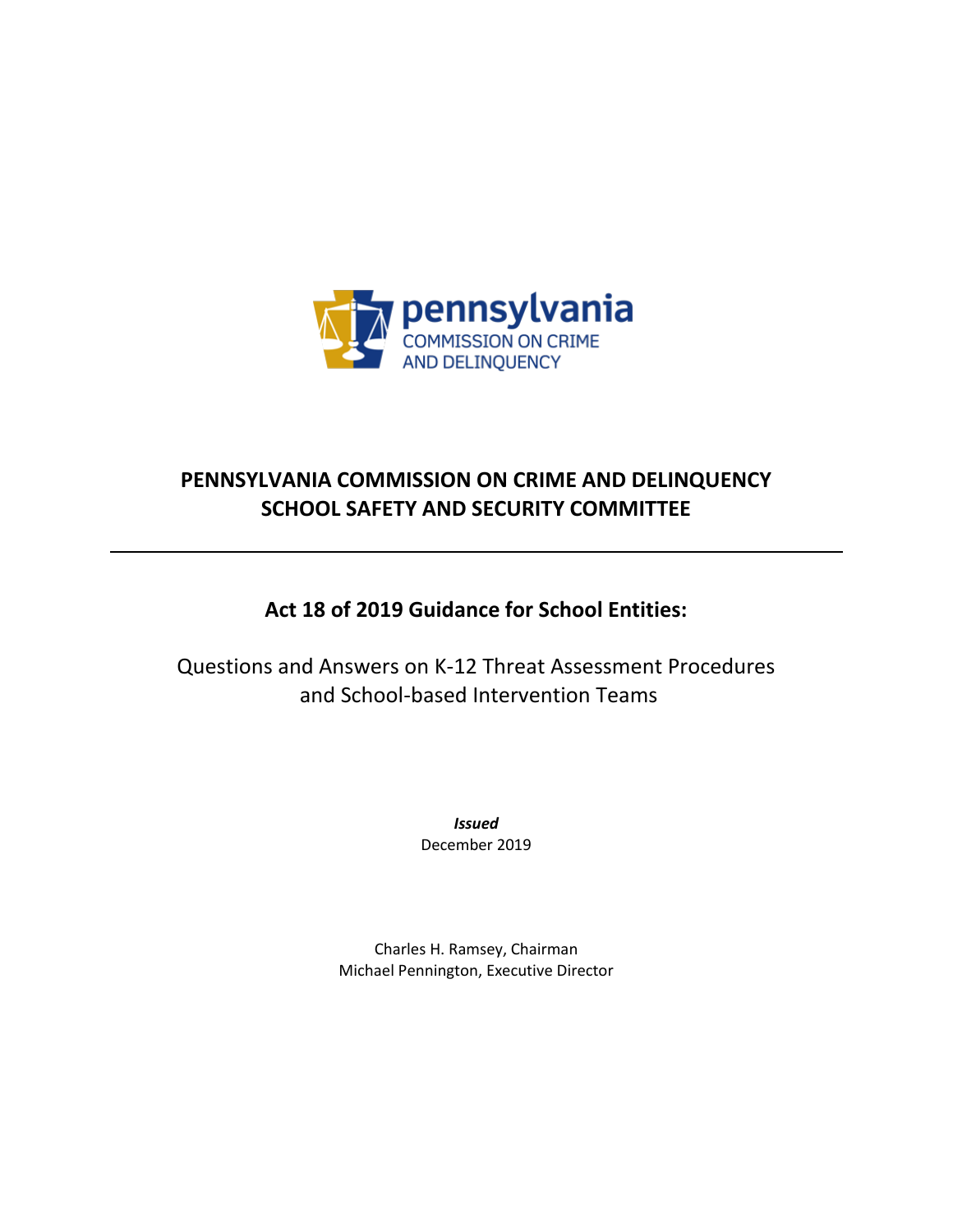pennsylvania
COMMISSION ON CRIME
AND DELINQUENCY

# PENNSYLVANIA COMMISSION ON CRIME AND DELINQUENCY SCHOOL SAFETY AND SECURITY COMMITTEE

---

## Act 18 of 2019 Guidance for School Entities:

Questions and Answers on K-12 Threat Assessment Procedures and School-based Intervention Teams

***Issued***
December 2019

Charles H. Ramsey, Chairman
Michael Pennington, Executive Director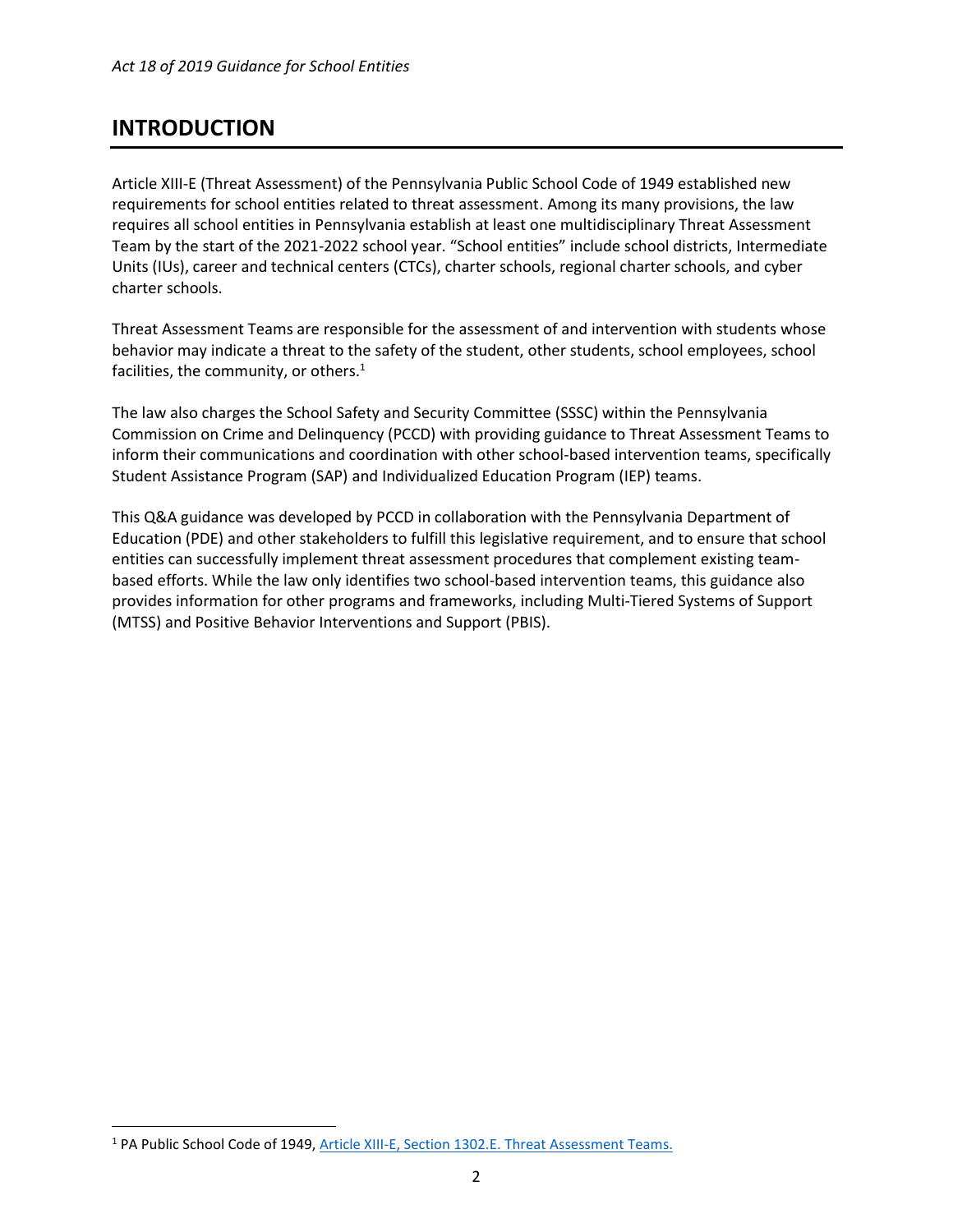# INTRODUCTION

Article XIII-E (Threat Assessment) of the Pennsylvania Public School Code of 1949 established new requirements for school entities related to threat assessment. Among its many provisions, the law requires all school entities in Pennsylvania establish at least one multidisciplinary Threat Assessment Team by the start of the 2021-2022 school year. "School entities" include school districts, Intermediate Units (IUs), career and technical centers (CTCs), charter schools, regional charter schools, and cyber charter schools.

Threat Assessment Teams are responsible for the assessment of and intervention with students whose behavior may indicate a threat to the safety of the student, other students, school employees, school facilities, the community, or others.[1]

The law also charges the School Safety and Security Committee (SSSC) within the Pennsylvania Commission on Crime and Delinquency (PCCD) with providing guidance to Threat Assessment Teams to inform their communications and coordination with other school-based intervention teams, specifically Student Assistance Program (SAP) and Individualized Education Program (IEP) teams.

This Q&A guidance was developed by PCCD in collaboration with the Pennsylvania Department of Education (PDE) and other stakeholders to fulfill this legislative requirement, and to ensure that school entities can successfully implement threat assessment procedures that complement existing team-based efforts. While the law only identifies two school-based intervention teams, this guidance also provides information for other programs and frameworks, including Multi-Tiered Systems of Support (MTSS) and Positive Behavior Interventions and Support (PBIS).

[1] PA Public School Code of 1949, Article XIII-E, Section 1302.E. Threat Assessment Teams.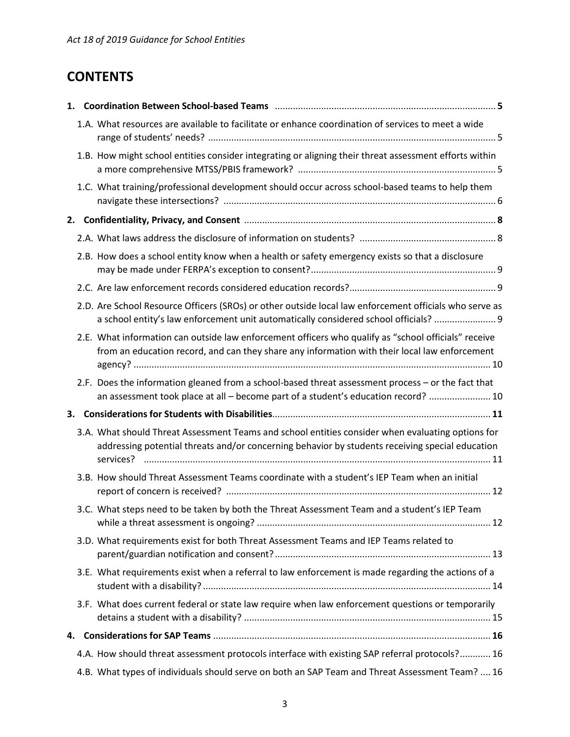# CONTENTS

**1. Coordination Between School-based Teams** ..... **5**

1.A. What resources are available to facilitate or enhance coordination of services to meet a wide range of students' needs? ..... 5

1.B. How might school entities consider integrating or aligning their threat assessment efforts within a more comprehensive MTSS/PBIS framework? ..... 5

1.C. What training/professional development should occur across school-based teams to help them navigate these intersections? ..... 6

**2. Confidentiality, Privacy, and Consent** ..... **8**

2.A. What laws address the disclosure of information on students? ..... 8

2.B. How does a school entity know when a health or safety emergency exists so that a disclosure may be made under FERPA's exception to consent? ..... 9

2.C. Are law enforcement records considered education records? ..... 9

2.D. Are School Resource Officers (SROs) or other outside local law enforcement officials who serve as a school entity's law enforcement unit automatically considered school officials? ..... 9

2.E. What information can outside law enforcement officers who qualify as "school officials" receive from an education record, and can they share any information with their local law enforcement agency? ..... 10

2.F. Does the information gleaned from a school-based threat assessment process – or the fact that an assessment took place at all – become part of a student's education record? ..... 10

**3. Considerations for Students with Disabilities** ..... **11**

3.A. What should Threat Assessment Teams and school entities consider when evaluating options for addressing potential threats and/or concerning behavior by students receiving special education services? ..... 11

3.B. How should Threat Assessment Teams coordinate with a student's IEP Team when an initial report of concern is received? ..... 12

3.C. What steps need to be taken by both the Threat Assessment Team and a student's IEP Team while a threat assessment is ongoing? ..... 12

3.D. What requirements exist for both Threat Assessment Teams and IEP Teams related to parent/guardian notification and consent? ..... 13

3.E. What requirements exist when a referral to law enforcement is made regarding the actions of a student with a disability? ..... 14

3.F. What does current federal or state law require when law enforcement questions or temporarily detains a student with a disability? ..... 15

**4. Considerations for SAP Teams** ..... **16**

4.A. How should threat assessment protocols interface with existing SAP referral protocols? ..... 16

4.B. What types of individuals should serve on both an SAP Team and Threat Assessment Team? ..... 16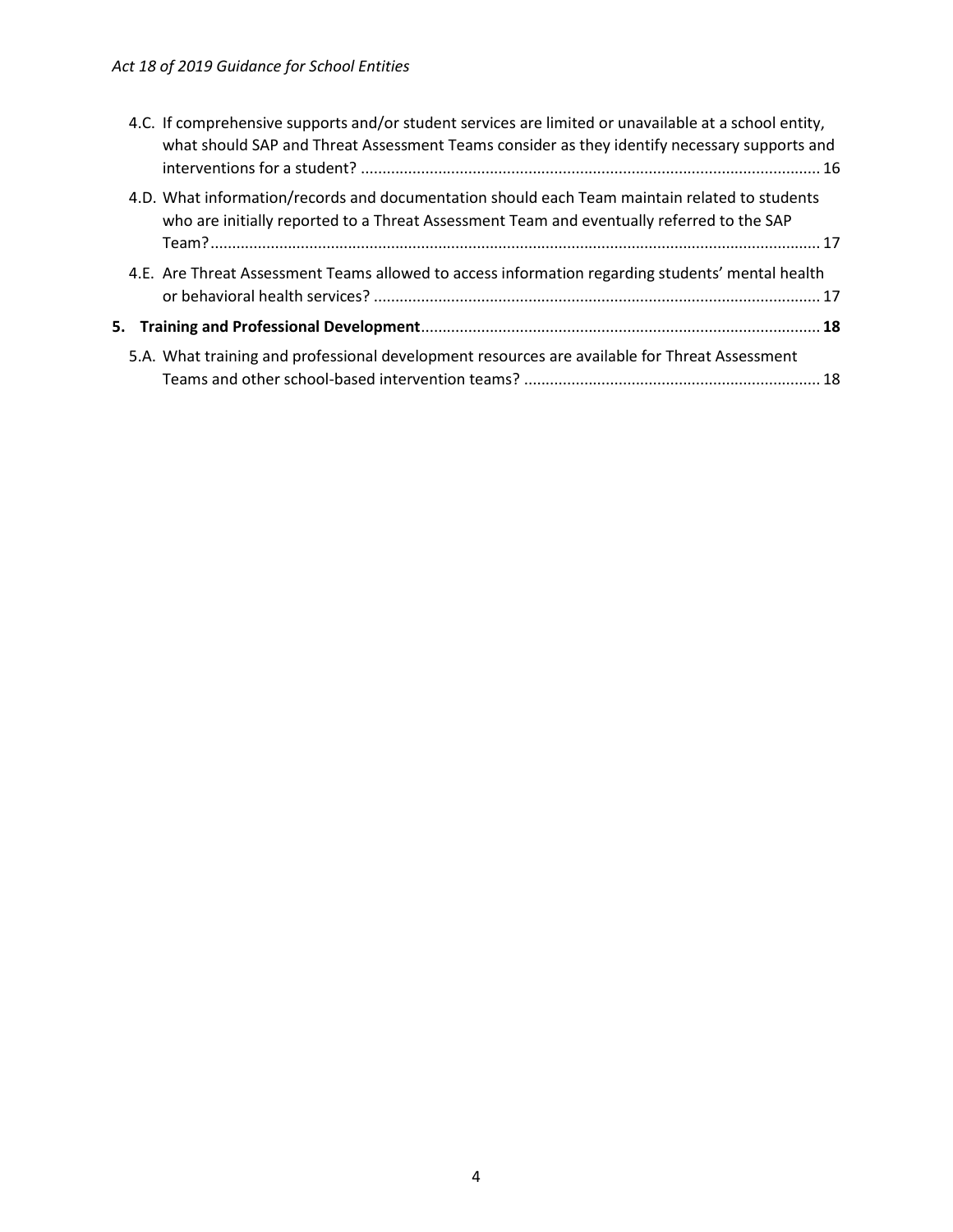4.C. If comprehensive supports and/or student services are limited or unavailable at a school entity, what should SAP and Threat Assessment Teams consider as they identify necessary supports and interventions for a student? .......... 16

4.D. What information/records and documentation should each Team maintain related to students who are initially reported to a Threat Assessment Team and eventually referred to the SAP Team? .......... 17

4.E. Are Threat Assessment Teams allowed to access information regarding students' mental health or behavioral health services? .......... 17

**5. Training and Professional Development** .......... **18**

5.A. What training and professional development resources are available for Threat Assessment Teams and other school-based intervention teams? .......... 18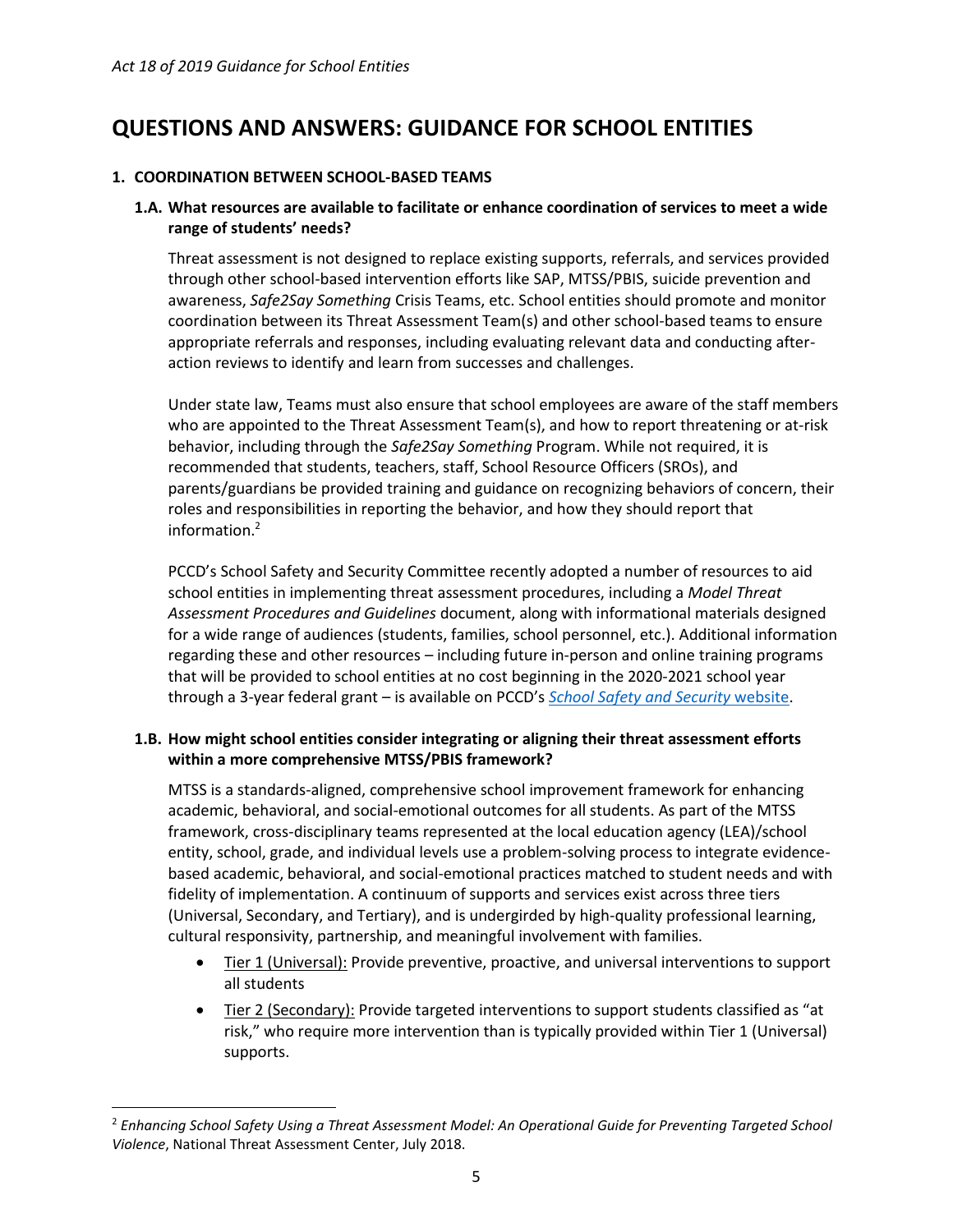# QUESTIONS AND ANSWERS: GUIDANCE FOR SCHOOL ENTITIES

## 1. COORDINATION BETWEEN SCHOOL-BASED TEAMS

### 1.A. What resources are available to facilitate or enhance coordination of services to meet a wide range of students' needs?

Threat assessment is not designed to replace existing supports, referrals, and services provided through other school-based intervention efforts like SAP, MTSS/PBIS, suicide prevention and awareness, *Safe2Say Something* Crisis Teams, etc. School entities should promote and monitor coordination between its Threat Assessment Team(s) and other school-based teams to ensure appropriate referrals and responses, including evaluating relevant data and conducting after-action reviews to identify and learn from successes and challenges.

Under state law, Teams must also ensure that school employees are aware of the staff members who are appointed to the Threat Assessment Team(s), and how to report threatening or at-risk behavior, including through the *Safe2Say Something* Program. While not required, it is recommended that students, teachers, staff, School Resource Officers (SROs), and parents/guardians be provided training and guidance on recognizing behaviors of concern, their roles and responsibilities in reporting the behavior, and how they should report that information.[2]

PCCD's School Safety and Security Committee recently adopted a number of resources to aid school entities in implementing threat assessment procedures, including a *Model Threat Assessment Procedures and Guidelines* document, along with informational materials designed for a wide range of audiences (students, families, school personnel, etc.). Additional information regarding these and other resources – including future in-person and online training programs that will be provided to school entities at no cost beginning in the 2020-2021 school year through a 3-year federal grant – is available on PCCD's *School Safety and Security* website.

### 1.B. How might school entities consider integrating or aligning their threat assessment efforts within a more comprehensive MTSS/PBIS framework?

MTSS is a standards-aligned, comprehensive school improvement framework for enhancing academic, behavioral, and social-emotional outcomes for all students. As part of the MTSS framework, cross-disciplinary teams represented at the local education agency (LEA)/school entity, school, grade, and individual levels use a problem-solving process to integrate evidence-based academic, behavioral, and social-emotional practices matched to student needs and with fidelity of implementation. A continuum of supports and services exist across three tiers (Universal, Secondary, and Tertiary), and is undergirded by high-quality professional learning, cultural responsivity, partnership, and meaningful involvement with families.

- Tier 1 (Universal): Provide preventive, proactive, and universal interventions to support all students
- Tier 2 (Secondary): Provide targeted interventions to support students classified as "at risk," who require more intervention than is typically provided within Tier 1 (Universal) supports.

---

[2] *Enhancing School Safety Using a Threat Assessment Model: An Operational Guide for Preventing Targeted School Violence*, National Threat Assessment Center, July 2018.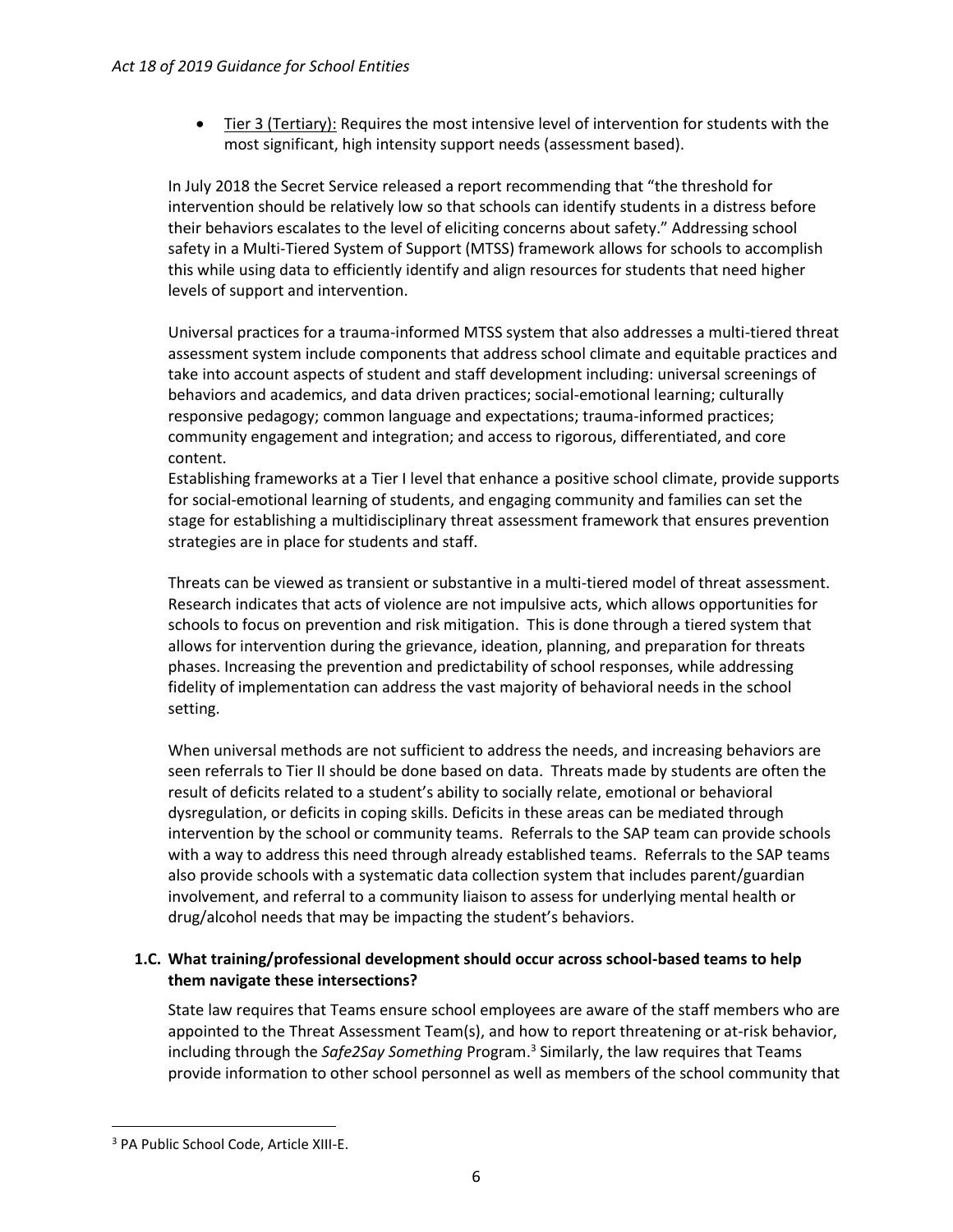- Tier 3 (Tertiary): Requires the most intensive level of intervention for students with the most significant, high intensity support needs (assessment based).

In July 2018 the Secret Service released a report recommending that "the threshold for intervention should be relatively low so that schools can identify students in a distress before their behaviors escalates to the level of eliciting concerns about safety." Addressing school safety in a Multi-Tiered System of Support (MTSS) framework allows for schools to accomplish this while using data to efficiently identify and align resources for students that need higher levels of support and intervention.

Universal practices for a trauma-informed MTSS system that also addresses a multi-tiered threat assessment system include components that address school climate and equitable practices and take into account aspects of student and staff development including: universal screenings of behaviors and academics, and data driven practices; social-emotional learning; culturally responsive pedagogy; common language and expectations; trauma-informed practices; community engagement and integration; and access to rigorous, differentiated, and core content.

Establishing frameworks at a Tier I level that enhance a positive school climate, provide supports for social-emotional learning of students, and engaging community and families can set the stage for establishing a multidisciplinary threat assessment framework that ensures prevention strategies are in place for students and staff.

Threats can be viewed as transient or substantive in a multi-tiered model of threat assessment. Research indicates that acts of violence are not impulsive acts, which allows opportunities for schools to focus on prevention and risk mitigation. This is done through a tiered system that allows for intervention during the grievance, ideation, planning, and preparation for threats phases. Increasing the prevention and predictability of school responses, while addressing fidelity of implementation can address the vast majority of behavioral needs in the school setting.

When universal methods are not sufficient to address the needs, and increasing behaviors are seen referrals to Tier II should be done based on data. Threats made by students are often the result of deficits related to a student's ability to socially relate, emotional or behavioral dysregulation, or deficits in coping skills. Deficits in these areas can be mediated through intervention by the school or community teams. Referrals to the SAP team can provide schools with a way to address this need through already established teams. Referrals to the SAP teams also provide schools with a systematic data collection system that includes parent/guardian involvement, and referral to a community liaison to assess for underlying mental health or drug/alcohol needs that may be impacting the student's behaviors.

### 1.C. What training/professional development should occur across school-based teams to help them navigate these intersections?

State law requires that Teams ensure school employees are aware of the staff members who are appointed to the Threat Assessment Team(s), and how to report threatening or at-risk behavior, including through the *Safe2Say Something* Program.[3] Similarly, the law requires that Teams provide information to other school personnel as well as members of the school community that

[3] PA Public School Code, Article XIII-E.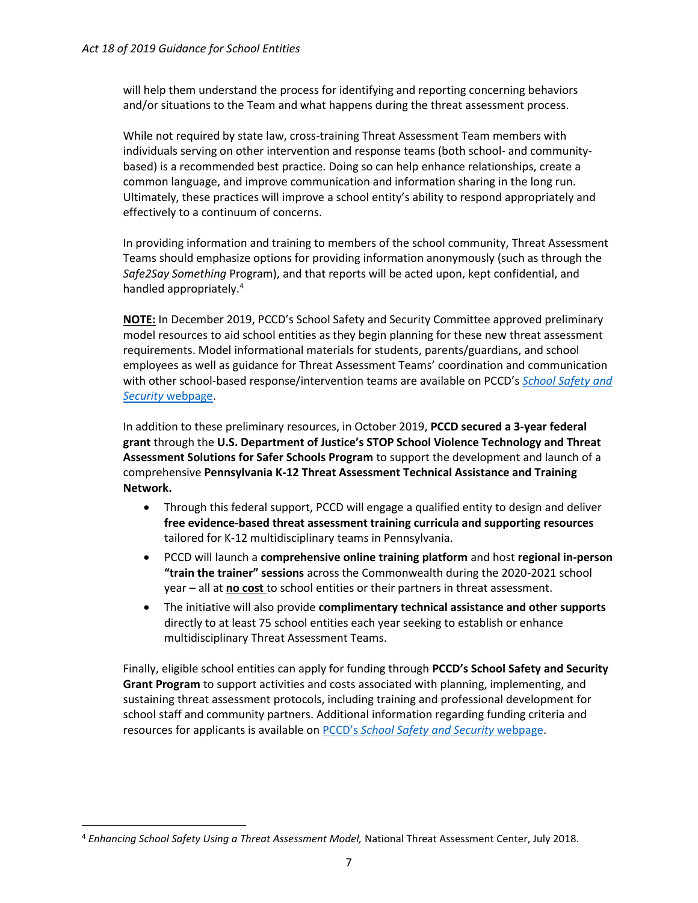will help them understand the process for identifying and reporting concerning behaviors and/or situations to the Team and what happens during the threat assessment process.

While not required by state law, cross-training Threat Assessment Team members with individuals serving on other intervention and response teams (both school- and community-based) is a recommended best practice. Doing so can help enhance relationships, create a common language, and improve communication and information sharing in the long run. Ultimately, these practices will improve a school entity's ability to respond appropriately and effectively to a continuum of concerns.

In providing information and training to members of the school community, Threat Assessment Teams should emphasize options for providing information anonymously (such as through the *Safe2Say Something* Program), and that reports will be acted upon, kept confidential, and handled appropriately.[4]

**NOTE:** In December 2019, PCCD's School Safety and Security Committee approved preliminary model resources to aid school entities as they begin planning for these new threat assessment requirements. Model informational materials for students, parents/guardians, and school employees as well as guidance for Threat Assessment Teams' coordination and communication with other school-based response/intervention teams are available on PCCD's *School Safety and Security* webpage.

In addition to these preliminary resources, in October 2019, **PCCD secured a 3-year federal grant** through the **U.S. Department of Justice's STOP School Violence Technology and Threat Assessment Solutions for Safer Schools Program** to support the development and launch of a comprehensive **Pennsylvania K-12 Threat Assessment Technical Assistance and Training Network.**

- Through this federal support, PCCD will engage a qualified entity to design and deliver **free evidence-based threat assessment training curricula and supporting resources** tailored for K-12 multidisciplinary teams in Pennsylvania.
- PCCD will launch a **comprehensive online training platform** and host **regional in-person "train the trainer" sessions** across the Commonwealth during the 2020-2021 school year – all at **no cost** to school entities or their partners in threat assessment.
- The initiative will also provide **complimentary technical assistance and other supports** directly to at least 75 school entities each year seeking to establish or enhance multidisciplinary Threat Assessment Teams.

Finally, eligible school entities can apply for funding through **PCCD's School Safety and Security Grant Program** to support activities and costs associated with planning, implementing, and sustaining threat assessment protocols, including training and professional development for school staff and community partners. Additional information regarding funding criteria and resources for applicants is available on PCCD's *School Safety and Security* webpage.

[4] *Enhancing School Safety Using a Threat Assessment Model,* National Threat Assessment Center, July 2018.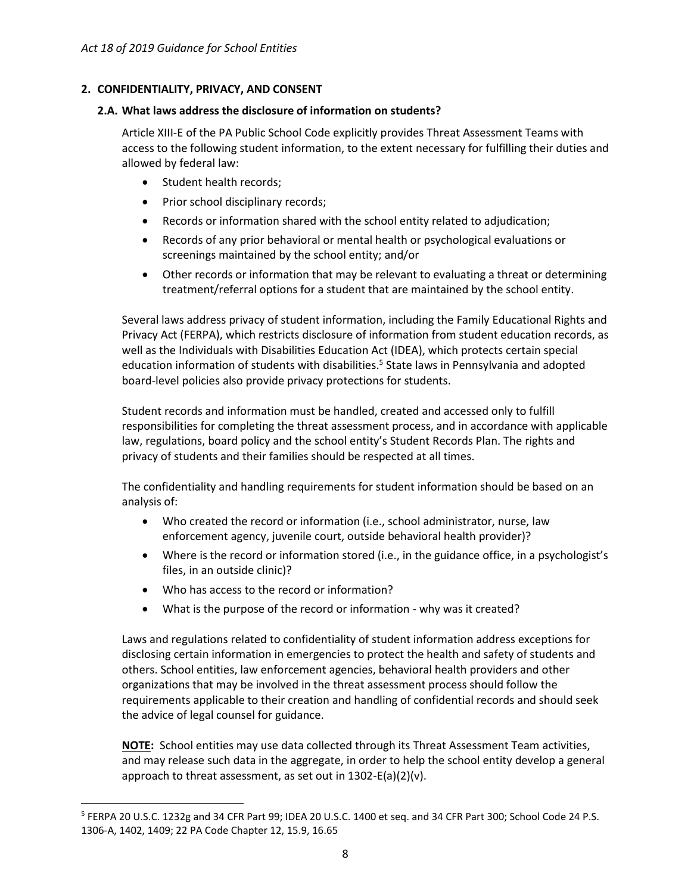## 2. CONFIDENTIALITY, PRIVACY, AND CONSENT

### 2.A. What laws address the disclosure of information on students?

Article XIII-E of the PA Public School Code explicitly provides Threat Assessment Teams with access to the following student information, to the extent necessary for fulfilling their duties and allowed by federal law:

- Student health records;
- Prior school disciplinary records;
- Records or information shared with the school entity related to adjudication;
- Records of any prior behavioral or mental health or psychological evaluations or screenings maintained by the school entity; and/or
- Other records or information that may be relevant to evaluating a threat or determining treatment/referral options for a student that are maintained by the school entity.

Several laws address privacy of student information, including the Family Educational Rights and Privacy Act (FERPA), which restricts disclosure of information from student education records, as well as the Individuals with Disabilities Education Act (IDEA), which protects certain special education information of students with disabilities.[5] State laws in Pennsylvania and adopted board-level policies also provide privacy protections for students.

Student records and information must be handled, created and accessed only to fulfill responsibilities for completing the threat assessment process, and in accordance with applicable law, regulations, board policy and the school entity's Student Records Plan. The rights and privacy of students and their families should be respected at all times.

The confidentiality and handling requirements for student information should be based on an analysis of:

- Who created the record or information (i.e., school administrator, nurse, law enforcement agency, juvenile court, outside behavioral health provider)?
- Where is the record or information stored (i.e., in the guidance office, in a psychologist's files, in an outside clinic)?
- Who has access to the record or information?
- What is the purpose of the record or information - why was it created?

Laws and regulations related to confidentiality of student information address exceptions for disclosing certain information in emergencies to protect the health and safety of students and others. School entities, law enforcement agencies, behavioral health providers and other organizations that may be involved in the threat assessment process should follow the requirements applicable to their creation and handling of confidential records and should seek the advice of legal counsel for guidance.

**NOTE:** School entities may use data collected through its Threat Assessment Team activities, and may release such data in the aggregate, in order to help the school entity develop a general approach to threat assessment, as set out in 1302-E(a)(2)(v).

[5] FERPA 20 U.S.C. 1232g and 34 CFR Part 99; IDEA 20 U.S.C. 1400 et seq. and 34 CFR Part 300; School Code 24 P.S. 1306-A, 1402, 1409; 22 PA Code Chapter 12, 15.9, 16.65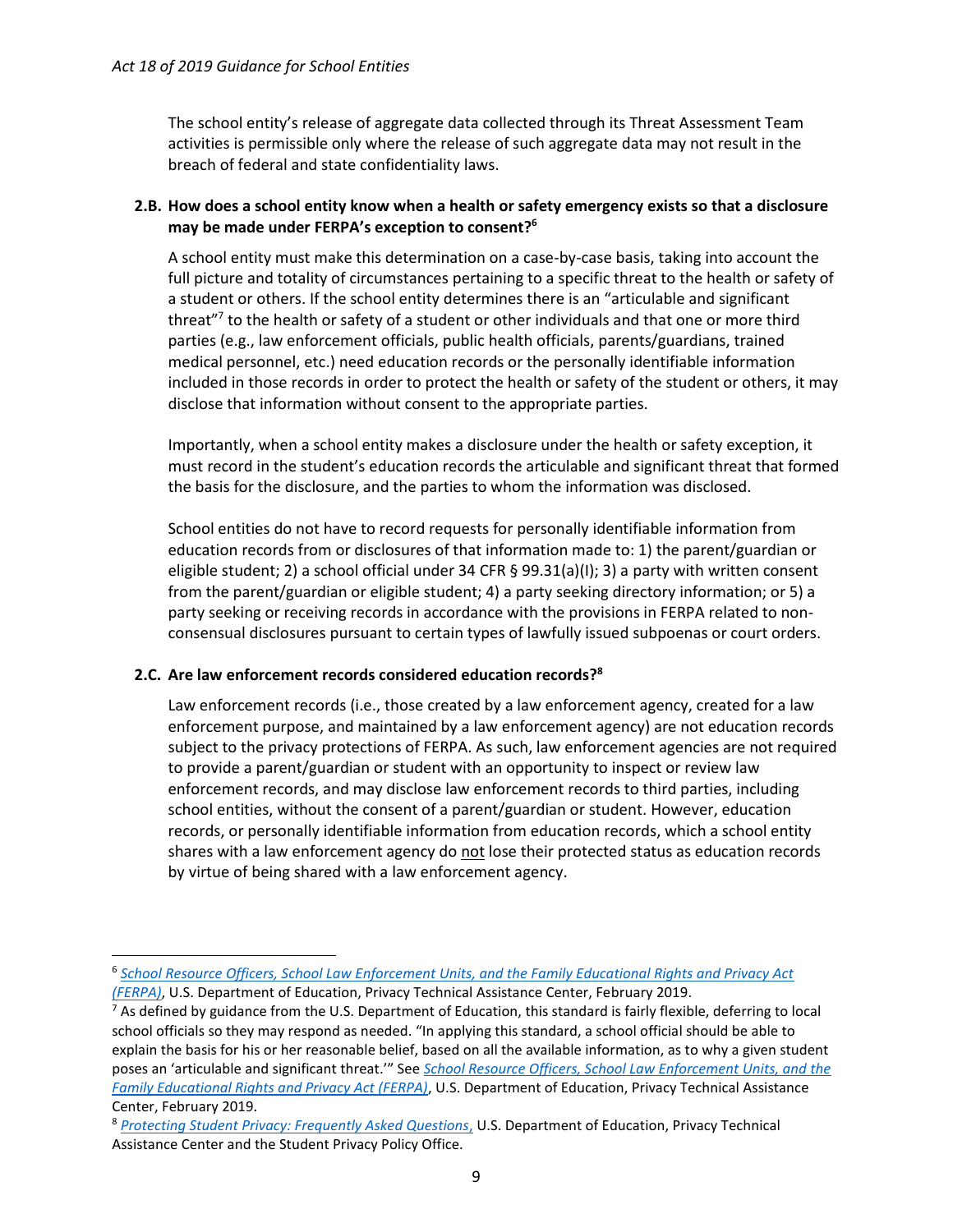The school entity's release of aggregate data collected through its Threat Assessment Team activities is permissible only where the release of such aggregate data may not result in the breach of federal and state confidentiality laws.

### 2.B. How does a school entity know when a health or safety emergency exists so that a disclosure may be made under FERPA's exception to consent?[6]

A school entity must make this determination on a case-by-case basis, taking into account the full picture and totality of circumstances pertaining to a specific threat to the health or safety of a student or others. If the school entity determines there is an "articulable and significant threat"[7] to the health or safety of a student or other individuals and that one or more third parties (e.g., law enforcement officials, public health officials, parents/guardians, trained medical personnel, etc.) need education records or the personally identifiable information included in those records in order to protect the health or safety of the student or others, it may disclose that information without consent to the appropriate parties.

Importantly, when a school entity makes a disclosure under the health or safety exception, it must record in the student's education records the articulable and significant threat that formed the basis for the disclosure, and the parties to whom the information was disclosed.

School entities do not have to record requests for personally identifiable information from education records from or disclosures of that information made to: 1) the parent/guardian or eligible student; 2) a school official under 34 CFR § 99.31(a)(I); 3) a party with written consent from the parent/guardian or eligible student; 4) a party seeking directory information; or 5) a party seeking or receiving records in accordance with the provisions in FERPA related to non-consensual disclosures pursuant to certain types of lawfully issued subpoenas or court orders.

### 2.C. Are law enforcement records considered education records?[8]

Law enforcement records (i.e., those created by a law enforcement agency, created for a law enforcement purpose, and maintained by a law enforcement agency) are not education records subject to the privacy protections of FERPA. As such, law enforcement agencies are not required to provide a parent/guardian or student with an opportunity to inspect or review law enforcement records, and may disclose law enforcement records to third parties, including school entities, without the consent of a parent/guardian or student. However, education records, or personally identifiable information from education records, which a school entity shares with a law enforcement agency do not lose their protected status as education records by virtue of being shared with a law enforcement agency.

---

[6] *School Resource Officers, School Law Enforcement Units, and the Family Educational Rights and Privacy Act (FERPA)*, U.S. Department of Education, Privacy Technical Assistance Center, February 2019.

[7] As defined by guidance from the U.S. Department of Education, this standard is fairly flexible, deferring to local school officials so they may respond as needed. "In applying this standard, a school official should be able to explain the basis for his or her reasonable belief, based on all the available information, as to why a given student poses an 'articulable and significant threat.'" See *School Resource Officers, School Law Enforcement Units, and the Family Educational Rights and Privacy Act (FERPA)*, U.S. Department of Education, Privacy Technical Assistance Center, February 2019.

[8] *Protecting Student Privacy: Frequently Asked Questions*, U.S. Department of Education, Privacy Technical Assistance Center and the Student Privacy Policy Office.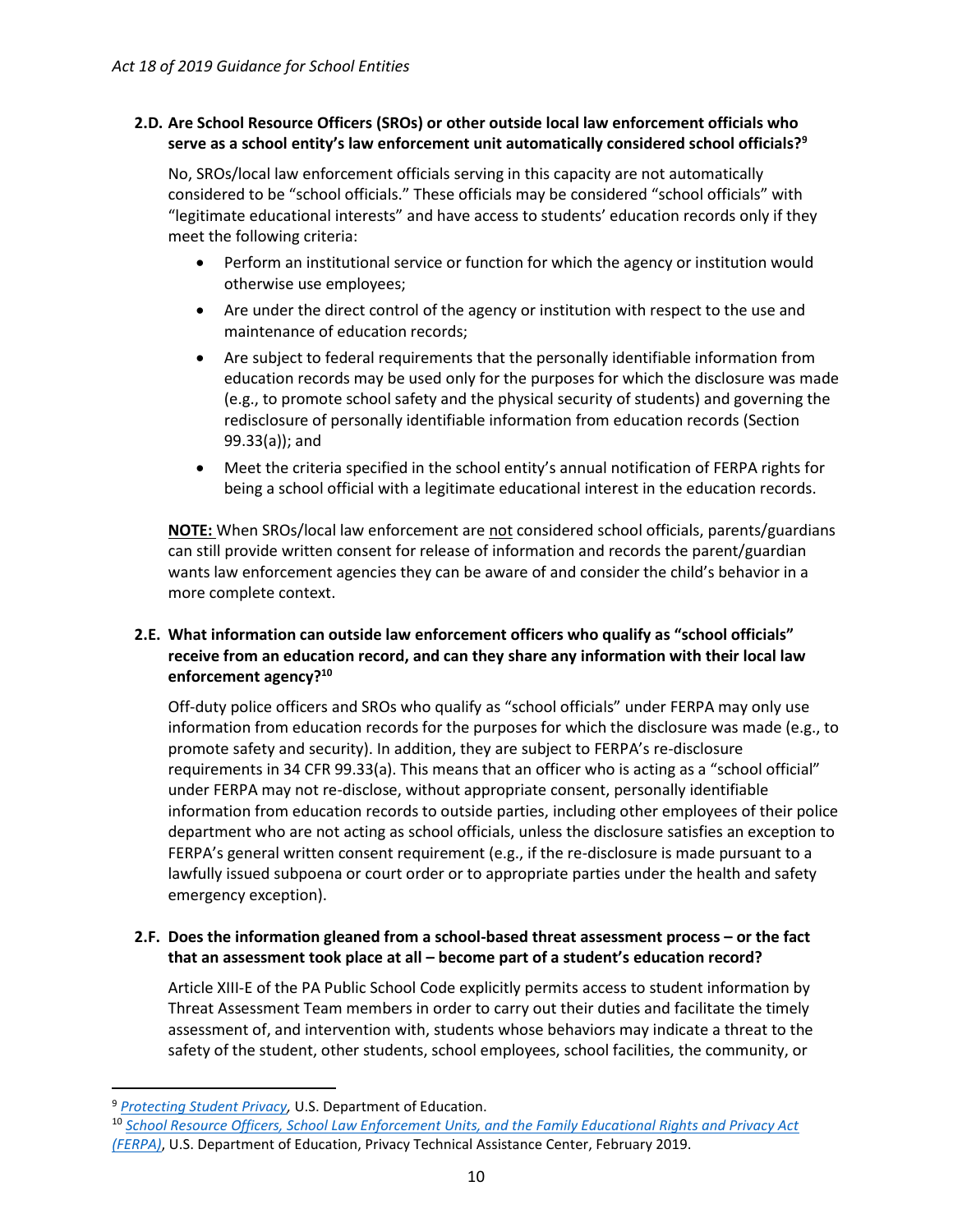### 2.D. Are School Resource Officers (SROs) or other outside local law enforcement officials who serve as a school entity's law enforcement unit automatically considered school officials?[9]

No, SROs/local law enforcement officials serving in this capacity are not automatically considered to be "school officials." These officials may be considered "school officials" with "legitimate educational interests" and have access to students' education records only if they meet the following criteria:

- Perform an institutional service or function for which the agency or institution would otherwise use employees;
- Are under the direct control of the agency or institution with respect to the use and maintenance of education records;
- Are subject to federal requirements that the personally identifiable information from education records may be used only for the purposes for which the disclosure was made (e.g., to promote school safety and the physical security of students) and governing the redisclosure of personally identifiable information from education records (Section 99.33(a)); and
- Meet the criteria specified in the school entity's annual notification of FERPA rights for being a school official with a legitimate educational interest in the education records.

**NOTE:** When SROs/local law enforcement are <u>not</u> considered school officials, parents/guardians can still provide written consent for release of information and records the parent/guardian wants law enforcement agencies they can be aware of and consider the child's behavior in a more complete context.

### 2.E. What information can outside law enforcement officers who qualify as "school officials" receive from an education record, and can they share any information with their local law enforcement agency?[10]

Off-duty police officers and SROs who qualify as "school officials" under FERPA may only use information from education records for the purposes for which the disclosure was made (e.g., to promote safety and security). In addition, they are subject to FERPA's re-disclosure requirements in 34 CFR 99.33(a). This means that an officer who is acting as a "school official" under FERPA may not re-disclose, without appropriate consent, personally identifiable information from education records to outside parties, including other employees of their police department who are not acting as school officials, unless the disclosure satisfies an exception to FERPA's general written consent requirement (e.g., if the re-disclosure is made pursuant to a lawfully issued subpoena or court order or to appropriate parties under the health and safety emergency exception).

### 2.F. Does the information gleaned from a school-based threat assessment process – or the fact that an assessment took place at all – become part of a student's education record?

Article XIII-E of the PA Public School Code explicitly permits access to student information by Threat Assessment Team members in order to carry out their duties and facilitate the timely assessment of, and intervention with, students whose behaviors may indicate a threat to the safety of the student, other students, school employees, school facilities, the community, or

---

[9] *Protecting Student Privacy*, U.S. Department of Education.

[10] *School Resource Officers, School Law Enforcement Units, and the Family Educational Rights and Privacy Act (FERPA)*, U.S. Department of Education, Privacy Technical Assistance Center, February 2019.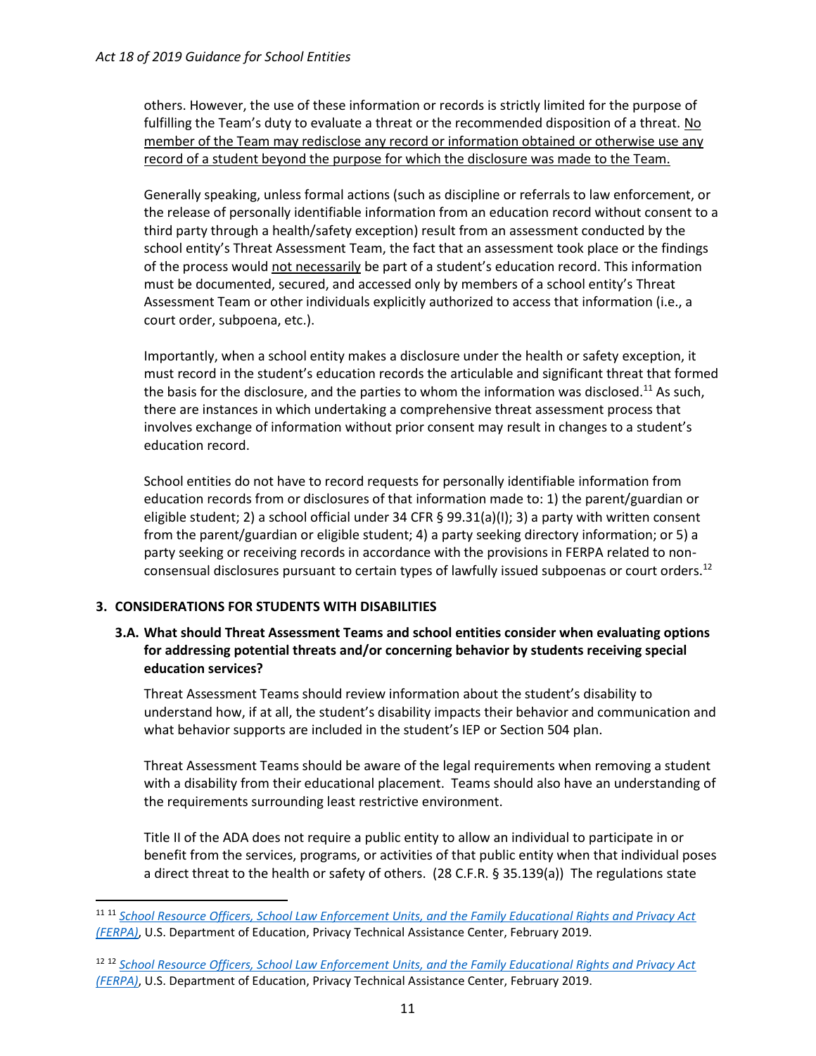others. However, the use of these information or records is strictly limited for the purpose of fulfilling the Team's duty to evaluate a threat or the recommended disposition of a threat. <u>No member of the Team may redisclose any record or information obtained or otherwise use any record of a student beyond the purpose for which the disclosure was made to the Team.</u>

Generally speaking, unless formal actions (such as discipline or referrals to law enforcement, or the release of personally identifiable information from an education record without consent to a third party through a health/safety exception) result from an assessment conducted by the school entity's Threat Assessment Team, the fact that an assessment took place or the findings of the process would <u>not necessarily</u> be part of a student's education record. This information must be documented, secured, and accessed only by members of a school entity's Threat Assessment Team or other individuals explicitly authorized to access that information (i.e., a court order, subpoena, etc.).

Importantly, when a school entity makes a disclosure under the health or safety exception, it must record in the student's education records the articulable and significant threat that formed the basis for the disclosure, and the parties to whom the information was disclosed.[11] As such, there are instances in which undertaking a comprehensive threat assessment process that involves exchange of information without prior consent may result in changes to a student's education record.

School entities do not have to record requests for personally identifiable information from education records from or disclosures of that information made to: 1) the parent/guardian or eligible student; 2) a school official under 34 CFR § 99.31(a)(I); 3) a party with written consent from the parent/guardian or eligible student; 4) a party seeking directory information; or 5) a party seeking or receiving records in accordance with the provisions in FERPA related to non-consensual disclosures pursuant to certain types of lawfully issued subpoenas or court orders.[12]

### 3. CONSIDERATIONS FOR STUDENTS WITH DISABILITIES

#### 3.A. What should Threat Assessment Teams and school entities consider when evaluating options for addressing potential threats and/or concerning behavior by students receiving special education services?

Threat Assessment Teams should review information about the student's disability to understand how, if at all, the student's disability impacts their behavior and communication and what behavior supports are included in the student's IEP or Section 504 plan.

Threat Assessment Teams should be aware of the legal requirements when removing a student with a disability from their educational placement. Teams should also have an understanding of the requirements surrounding least restrictive environment.

Title II of the ADA does not require a public entity to allow an individual to participate in or benefit from the services, programs, or activities of that public entity when that individual poses a direct threat to the health or safety of others. (28 C.F.R. § 35.139(a)) The regulations state

---

[11] [11] *School Resource Officers, School Law Enforcement Units, and the Family Educational Rights and Privacy Act (FERPA)*, U.S. Department of Education, Privacy Technical Assistance Center, February 2019.

[12] [12] *School Resource Officers, School Law Enforcement Units, and the Family Educational Rights and Privacy Act (FERPA)*, U.S. Department of Education, Privacy Technical Assistance Center, February 2019.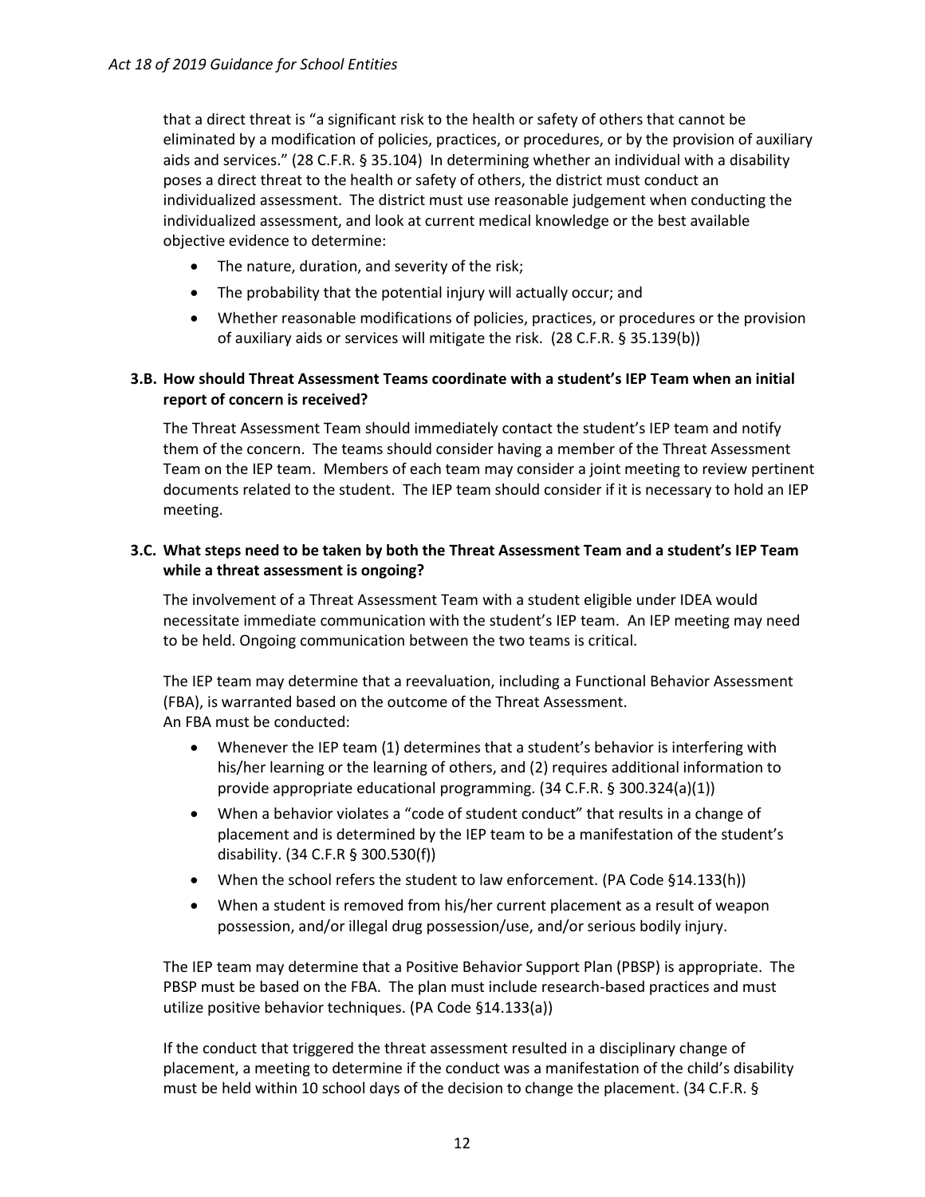that a direct threat is "a significant risk to the health or safety of others that cannot be eliminated by a modification of policies, practices, or procedures, or by the provision of auxiliary aids and services." (28 C.F.R. § 35.104) In determining whether an individual with a disability poses a direct threat to the health or safety of others, the district must conduct an individualized assessment. The district must use reasonable judgement when conducting the individualized assessment, and look at current medical knowledge or the best available objective evidence to determine:

- The nature, duration, and severity of the risk;
- The probability that the potential injury will actually occur; and
- Whether reasonable modifications of policies, practices, or procedures or the provision of auxiliary aids or services will mitigate the risk. (28 C.F.R. § 35.139(b))

### 3.B. How should Threat Assessment Teams coordinate with a student's IEP Team when an initial report of concern is received?

The Threat Assessment Team should immediately contact the student's IEP team and notify them of the concern. The teams should consider having a member of the Threat Assessment Team on the IEP team. Members of each team may consider a joint meeting to review pertinent documents related to the student. The IEP team should consider if it is necessary to hold an IEP meeting.

### 3.C. What steps need to be taken by both the Threat Assessment Team and a student's IEP Team while a threat assessment is ongoing?

The involvement of a Threat Assessment Team with a student eligible under IDEA would necessitate immediate communication with the student's IEP team. An IEP meeting may need to be held. Ongoing communication between the two teams is critical.

The IEP team may determine that a reevaluation, including a Functional Behavior Assessment (FBA), is warranted based on the outcome of the Threat Assessment.
An FBA must be conducted:

- Whenever the IEP team (1) determines that a student's behavior is interfering with his/her learning or the learning of others, and (2) requires additional information to provide appropriate educational programming. (34 C.F.R. § 300.324(a)(1))
- When a behavior violates a "code of student conduct" that results in a change of placement and is determined by the IEP team to be a manifestation of the student's disability. (34 C.F.R § 300.530(f))
- When the school refers the student to law enforcement. (PA Code §14.133(h))
- When a student is removed from his/her current placement as a result of weapon possession, and/or illegal drug possession/use, and/or serious bodily injury.

The IEP team may determine that a Positive Behavior Support Plan (PBSP) is appropriate. The PBSP must be based on the FBA. The plan must include research-based practices and must utilize positive behavior techniques. (PA Code §14.133(a))

If the conduct that triggered the threat assessment resulted in a disciplinary change of placement, a meeting to determine if the conduct was a manifestation of the child's disability must be held within 10 school days of the decision to change the placement. (34 C.F.R. §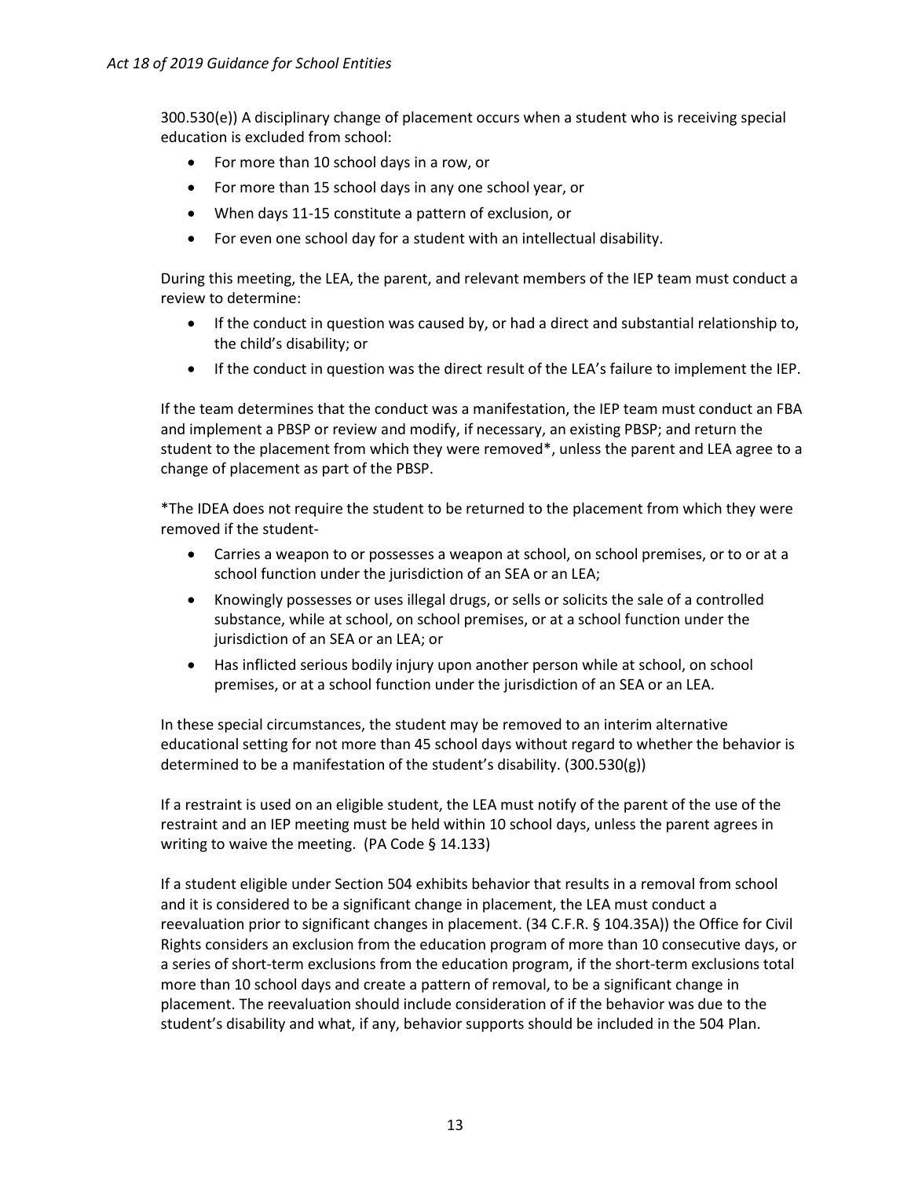300.530(e)) A disciplinary change of placement occurs when a student who is receiving special education is excluded from school:

- For more than 10 school days in a row, or
- For more than 15 school days in any one school year, or
- When days 11-15 constitute a pattern of exclusion, or
- For even one school day for a student with an intellectual disability.

During this meeting, the LEA, the parent, and relevant members of the IEP team must conduct a review to determine:

- If the conduct in question was caused by, or had a direct and substantial relationship to, the child's disability; or
- If the conduct in question was the direct result of the LEA's failure to implement the IEP.

If the team determines that the conduct was a manifestation, the IEP team must conduct an FBA and implement a PBSP or review and modify, if necessary, an existing PBSP; and return the student to the placement from which they were removed*, unless the parent and LEA agree to a change of placement as part of the PBSP.

*The IDEA does not require the student to be returned to the placement from which they were removed if the student-

- Carries a weapon to or possesses a weapon at school, on school premises, or to or at a school function under the jurisdiction of an SEA or an LEA;
- Knowingly possesses or uses illegal drugs, or sells or solicits the sale of a controlled substance, while at school, on school premises, or at a school function under the jurisdiction of an SEA or an LEA; or
- Has inflicted serious bodily injury upon another person while at school, on school premises, or at a school function under the jurisdiction of an SEA or an LEA.

In these special circumstances, the student may be removed to an interim alternative educational setting for not more than 45 school days without regard to whether the behavior is determined to be a manifestation of the student's disability. (300.530(g))

If a restraint is used on an eligible student, the LEA must notify of the parent of the use of the restraint and an IEP meeting must be held within 10 school days, unless the parent agrees in writing to waive the meeting. (PA Code § 14.133)

If a student eligible under Section 504 exhibits behavior that results in a removal from school and it is considered to be a significant change in placement, the LEA must conduct a reevaluation prior to significant changes in placement. (34 C.F.R. § 104.35A)) the Office for Civil Rights considers an exclusion from the education program of more than 10 consecutive days, or a series of short-term exclusions from the education program, if the short-term exclusions total more than 10 school days and create a pattern of removal, to be a significant change in placement. The reevaluation should include consideration of if the behavior was due to the student's disability and what, if any, behavior supports should be included in the 504 Plan.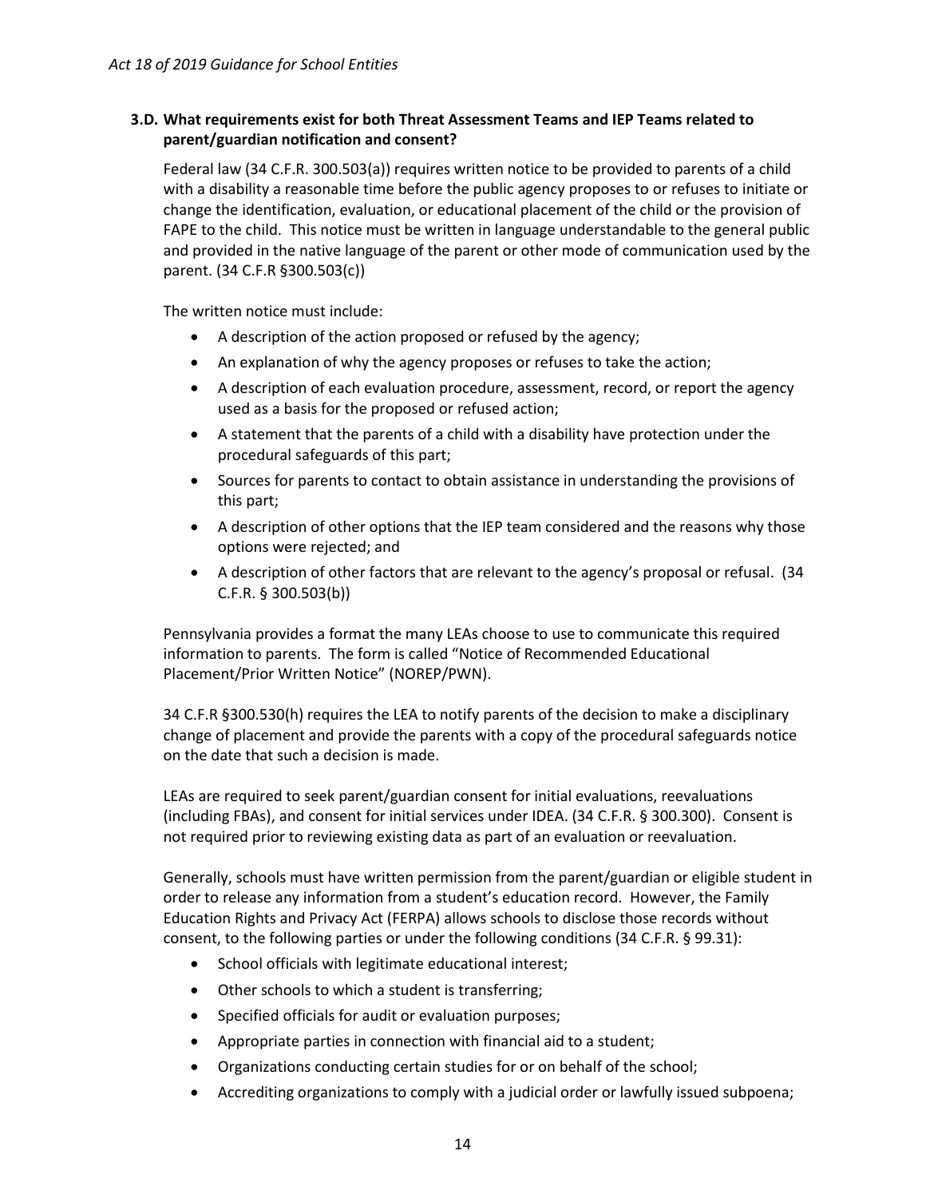### 3.D. What requirements exist for both Threat Assessment Teams and IEP Teams related to parent/guardian notification and consent?

Federal law (34 C.F.R. 300.503(a)) requires written notice to be provided to parents of a child with a disability a reasonable time before the public agency proposes to or refuses to initiate or change the identification, evaluation, or educational placement of the child or the provision of FAPE to the child. This notice must be written in language understandable to the general public and provided in the native language of the parent or other mode of communication used by the parent. (34 C.F.R §300.503(c))

The written notice must include:

- A description of the action proposed or refused by the agency;
- An explanation of why the agency proposes or refuses to take the action;
- A description of each evaluation procedure, assessment, record, or report the agency used as a basis for the proposed or refused action;
- A statement that the parents of a child with a disability have protection under the procedural safeguards of this part;
- Sources for parents to contact to obtain assistance in understanding the provisions of this part;
- A description of other options that the IEP team considered and the reasons why those options were rejected; and
- A description of other factors that are relevant to the agency's proposal or refusal. (34 C.F.R. § 300.503(b))

Pennsylvania provides a format the many LEAs choose to use to communicate this required information to parents. The form is called "Notice of Recommended Educational Placement/Prior Written Notice" (NOREP/PWN).

34 C.F.R §300.530(h) requires the LEA to notify parents of the decision to make a disciplinary change of placement and provide the parents with a copy of the procedural safeguards notice on the date that such a decision is made.

LEAs are required to seek parent/guardian consent for initial evaluations, reevaluations (including FBAs), and consent for initial services under IDEA. (34 C.F.R. § 300.300). Consent is not required prior to reviewing existing data as part of an evaluation or reevaluation.

Generally, schools must have written permission from the parent/guardian or eligible student in order to release any information from a student's education record. However, the Family Education Rights and Privacy Act (FERPA) allows schools to disclose those records without consent, to the following parties or under the following conditions (34 C.F.R. § 99.31):

- School officials with legitimate educational interest;
- Other schools to which a student is transferring;
- Specified officials for audit or evaluation purposes;
- Appropriate parties in connection with financial aid to a student;
- Organizations conducting certain studies for or on behalf of the school;
- Accrediting organizations to comply with a judicial order or lawfully issued subpoena;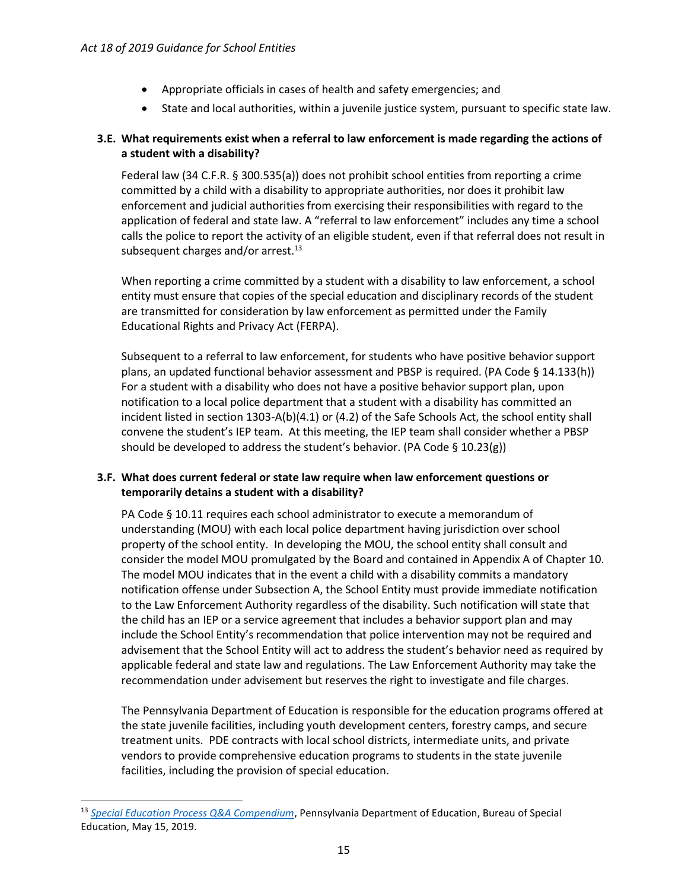- Appropriate officials in cases of health and safety emergencies; and
- State and local authorities, within a juvenile justice system, pursuant to specific state law.

### 3.E. What requirements exist when a referral to law enforcement is made regarding the actions of a student with a disability?

Federal law (34 C.F.R. § 300.535(a)) does not prohibit school entities from reporting a crime committed by a child with a disability to appropriate authorities, nor does it prohibit law enforcement and judicial authorities from exercising their responsibilities with regard to the application of federal and state law. A "referral to law enforcement" includes any time a school calls the police to report the activity of an eligible student, even if that referral does not result in subsequent charges and/or arrest.[13]

When reporting a crime committed by a student with a disability to law enforcement, a school entity must ensure that copies of the special education and disciplinary records of the student are transmitted for consideration by law enforcement as permitted under the Family Educational Rights and Privacy Act (FERPA).

Subsequent to a referral to law enforcement, for students who have positive behavior support plans, an updated functional behavior assessment and PBSP is required. (PA Code § 14.133(h)) For a student with a disability who does not have a positive behavior support plan, upon notification to a local police department that a student with a disability has committed an incident listed in section 1303-A(b)(4.1) or (4.2) of the Safe Schools Act, the school entity shall convene the student's IEP team. At this meeting, the IEP team shall consider whether a PBSP should be developed to address the student's behavior. (PA Code § 10.23(g))

### 3.F. What does current federal or state law require when law enforcement questions or temporarily detains a student with a disability?

PA Code § 10.11 requires each school administrator to execute a memorandum of understanding (MOU) with each local police department having jurisdiction over school property of the school entity. In developing the MOU, the school entity shall consult and consider the model MOU promulgated by the Board and contained in Appendix A of Chapter 10. The model MOU indicates that in the event a child with a disability commits a mandatory notification offense under Subsection A, the School Entity must provide immediate notification to the Law Enforcement Authority regardless of the disability. Such notification will state that the child has an IEP or a service agreement that includes a behavior support plan and may include the School Entity's recommendation that police intervention may not be required and advisement that the School Entity will act to address the student's behavior need as required by applicable federal and state law and regulations. The Law Enforcement Authority may take the recommendation under advisement but reserves the right to investigate and file charges.

The Pennsylvania Department of Education is responsible for the education programs offered at the state juvenile facilities, including youth development centers, forestry camps, and secure treatment units. PDE contracts with local school districts, intermediate units, and private vendors to provide comprehensive education programs to students in the state juvenile facilities, including the provision of special education.

---

[13] *Special Education Process Q&A Compendium*, Pennsylvania Department of Education, Bureau of Special Education, May 15, 2019.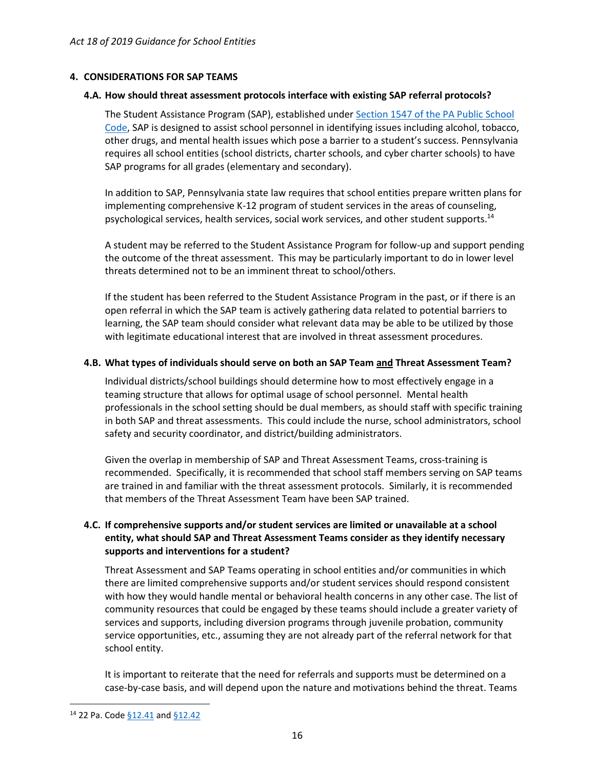## 4. CONSIDERATIONS FOR SAP TEAMS

### 4.A. How should threat assessment protocols interface with existing SAP referral protocols?

The Student Assistance Program (SAP), established under Section 1547 of the PA Public School Code, SAP is designed to assist school personnel in identifying issues including alcohol, tobacco, other drugs, and mental health issues which pose a barrier to a student's success. Pennsylvania requires all school entities (school districts, charter schools, and cyber charter schools) to have SAP programs for all grades (elementary and secondary).

In addition to SAP, Pennsylvania state law requires that school entities prepare written plans for implementing comprehensive K-12 program of student services in the areas of counseling, psychological services, health services, social work services, and other student supports.[14]

A student may be referred to the Student Assistance Program for follow-up and support pending the outcome of the threat assessment. This may be particularly important to do in lower level threats determined not to be an imminent threat to school/others.

If the student has been referred to the Student Assistance Program in the past, or if there is an open referral in which the SAP team is actively gathering data related to potential barriers to learning, the SAP team should consider what relevant data may be able to be utilized by those with legitimate educational interest that are involved in threat assessment procedures.

### 4.B. What types of individuals should serve on both an SAP Team and Threat Assessment Team?

Individual districts/school buildings should determine how to most effectively engage in a teaming structure that allows for optimal usage of school personnel. Mental health professionals in the school setting should be dual members, as should staff with specific training in both SAP and threat assessments. This could include the nurse, school administrators, school safety and security coordinator, and district/building administrators.

Given the overlap in membership of SAP and Threat Assessment Teams, cross-training is recommended. Specifically, it is recommended that school staff members serving on SAP teams are trained in and familiar with the threat assessment protocols. Similarly, it is recommended that members of the Threat Assessment Team have been SAP trained.

### 4.C. If comprehensive supports and/or student services are limited or unavailable at a school entity, what should SAP and Threat Assessment Teams consider as they identify necessary supports and interventions for a student?

Threat Assessment and SAP Teams operating in school entities and/or communities in which there are limited comprehensive supports and/or student services should respond consistent with how they would handle mental or behavioral health concerns in any other case. The list of community resources that could be engaged by these teams should include a greater variety of services and supports, including diversion programs through juvenile probation, community service opportunities, etc., assuming they are not already part of the referral network for that school entity.

It is important to reiterate that the need for referrals and supports must be determined on a case-by-case basis, and will depend upon the nature and motivations behind the threat. Teams

[14] 22 Pa. Code §12.41 and §12.42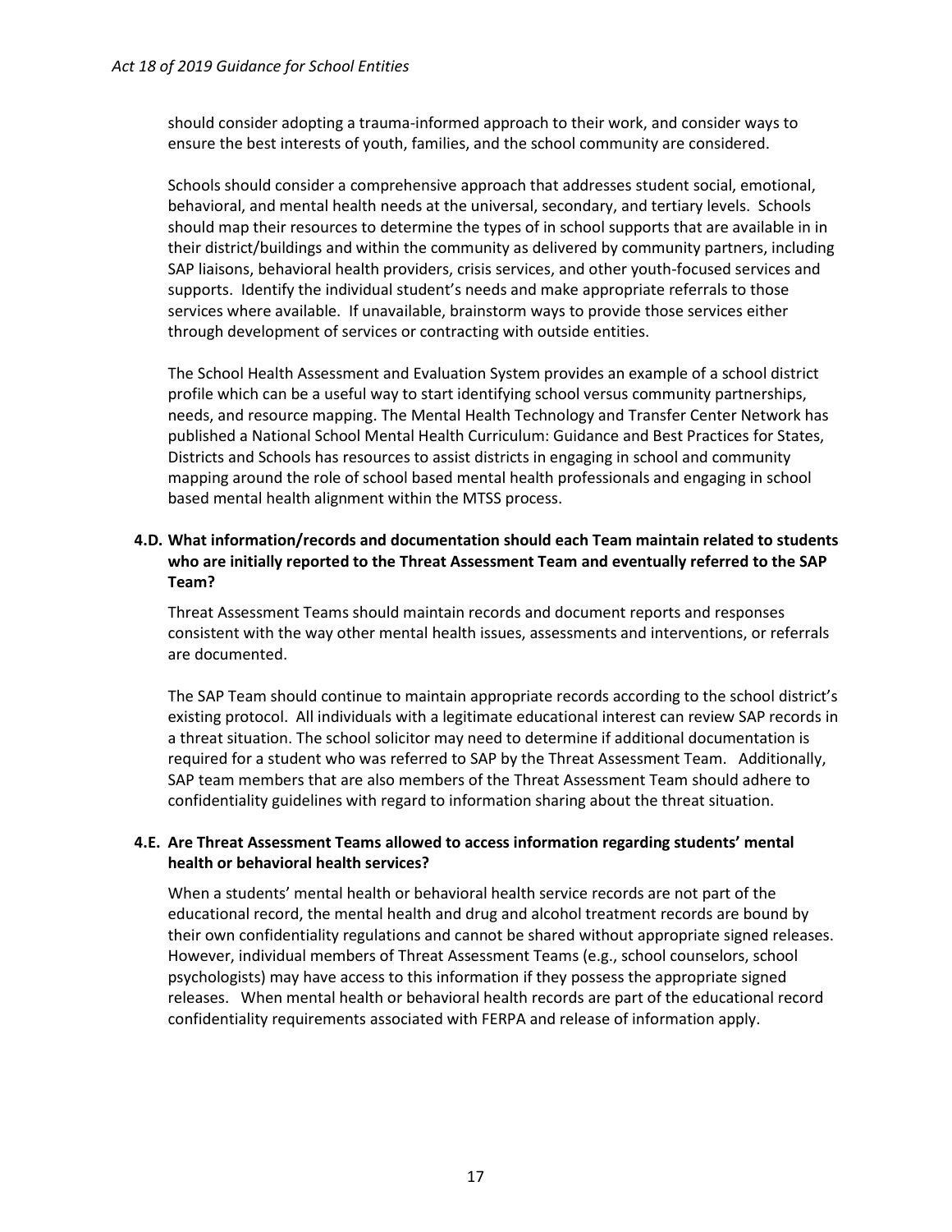should consider adopting a trauma-informed approach to their work, and consider ways to ensure the best interests of youth, families, and the school community are considered.

Schools should consider a comprehensive approach that addresses student social, emotional, behavioral, and mental health needs at the universal, secondary, and tertiary levels. Schools should map their resources to determine the types of in school supports that are available in in their district/buildings and within the community as delivered by community partners, including SAP liaisons, behavioral health providers, crisis services, and other youth-focused services and supports. Identify the individual student's needs and make appropriate referrals to those services where available. If unavailable, brainstorm ways to provide those services either through development of services or contracting with outside entities.

The School Health Assessment and Evaluation System provides an example of a school district profile which can be a useful way to start identifying school versus community partnerships, needs, and resource mapping. The Mental Health Technology and Transfer Center Network has published a National School Mental Health Curriculum: Guidance and Best Practices for States, Districts and Schools has resources to assist districts in engaging in school and community mapping around the role of school based mental health professionals and engaging in school based mental health alignment within the MTSS process.

### 4.D. What information/records and documentation should each Team maintain related to students who are initially reported to the Threat Assessment Team and eventually referred to the SAP Team?

Threat Assessment Teams should maintain records and document reports and responses consistent with the way other mental health issues, assessments and interventions, or referrals are documented.

The SAP Team should continue to maintain appropriate records according to the school district's existing protocol. All individuals with a legitimate educational interest can review SAP records in a threat situation. The school solicitor may need to determine if additional documentation is required for a student who was referred to SAP by the Threat Assessment Team. Additionally, SAP team members that are also members of the Threat Assessment Team should adhere to confidentiality guidelines with regard to information sharing about the threat situation.

### 4.E. Are Threat Assessment Teams allowed to access information regarding students' mental health or behavioral health services?

When a students' mental health or behavioral health service records are not part of the educational record, the mental health and drug and alcohol treatment records are bound by their own confidentiality regulations and cannot be shared without appropriate signed releases. However, individual members of Threat Assessment Teams (e.g., school counselors, school psychologists) may have access to this information if they possess the appropriate signed releases. When mental health or behavioral health records are part of the educational record confidentiality requirements associated with FERPA and release of information apply.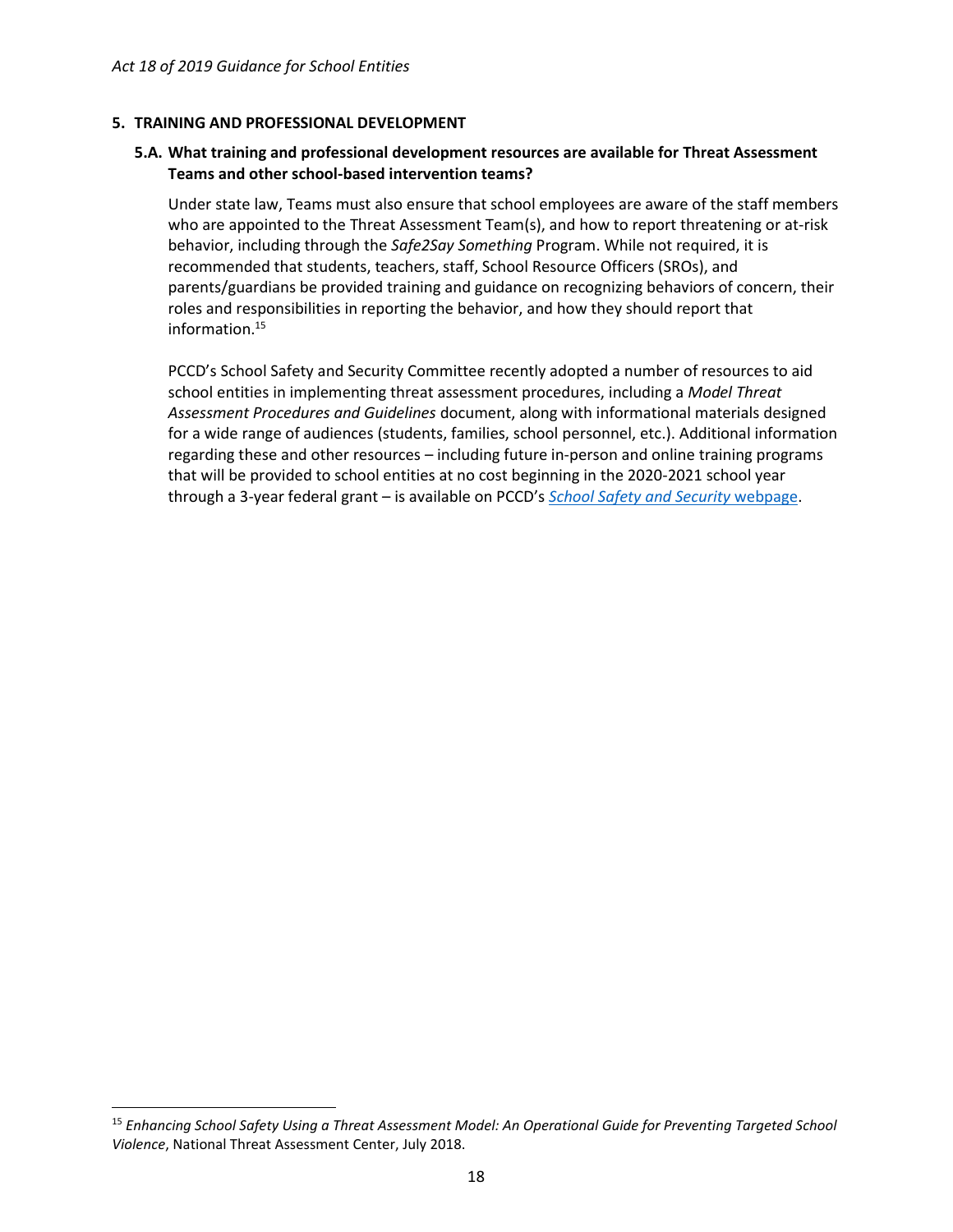## 5. TRAINING AND PROFESSIONAL DEVELOPMENT

### 5.A. What training and professional development resources are available for Threat Assessment Teams and other school-based intervention teams?

Under state law, Teams must also ensure that school employees are aware of the staff members who are appointed to the Threat Assessment Team(s), and how to report threatening or at-risk behavior, including through the *Safe2Say Something* Program. While not required, it is recommended that students, teachers, staff, School Resource Officers (SROs), and parents/guardians be provided training and guidance on recognizing behaviors of concern, their roles and responsibilities in reporting the behavior, and how they should report that information.[15]

PCCD's School Safety and Security Committee recently adopted a number of resources to aid school entities in implementing threat assessment procedures, including a *Model Threat Assessment Procedures and Guidelines* document, along with informational materials designed for a wide range of audiences (students, families, school personnel, etc.). Additional information regarding these and other resources – including future in-person and online training programs that will be provided to school entities at no cost beginning in the 2020-2021 school year through a 3-year federal grant – is available on PCCD's *School Safety and Security* webpage.

---

[15] *Enhancing School Safety Using a Threat Assessment Model: An Operational Guide for Preventing Targeted School Violence*, National Threat Assessment Center, July 2018.